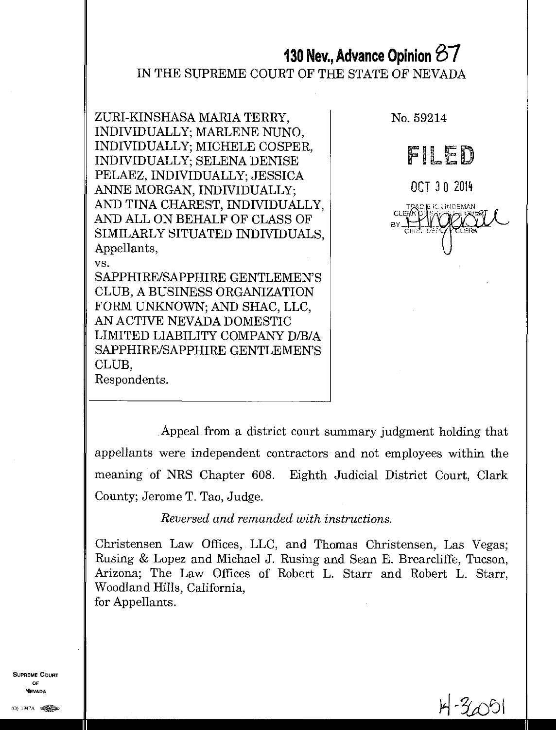**130 Nev., Advance Opinion 87**

IN THE SUPREME COURT OF THE STATE OF NEVADA

ZURI-KINSHASA MARIA TERRY, INDIVIDUALLY; MARLENE NUNO, INDIVIDUALLY; MICHELE COSPER, INDIVIDUALLY; SELENA DENISE PELAEZ, INDIVIDUALLY; JESSICA ANNE MORGAN, INDIVIDUALLY; AND TINA CHAREST, INDIVIDUALLY, AND ALL ON BEHALF OF CLASS OF SIMILARLY SITUATED INDIVIDUALS,
Appellants,
vs.
SAPPHIRE/SAPPHIRE GENTLEMEN'S CLUB, A BUSINESS ORGANIZATION FORM UNKNOWN; AND SHAC, LLC, AN ACTIVE NEVADA DOMESTIC LIMITED LIABILITY COMPANY D/B/A SAPPHIRE/SAPPHIRE GENTLEMEN'S CLUB,
Respondents.

No. 59214

FILED

OCT 30 2014

TRACIE K. LINDEMAN
CLERK OF SUPREME COURT
BY
CHIEF DEPUTY CLERK

Appeal from a district court summary judgment holding that appellants were independent contractors and not employees within the meaning of NRS Chapter 608. Eighth Judicial District Court, Clark County; Jerome T. Tao, Judge.

*Reversed and remanded with instructions.*

Christensen Law Offices, LLC, and Thomas Christensen, Las Vegas; Rusing & Lopez and Michael J. Rusing and Sean E. Brearcliffe, Tucson, Arizona; The Law Offices of Robert L. Starr and Robert L. Starr, Woodland Hills, California,
for Appellants.

14-36051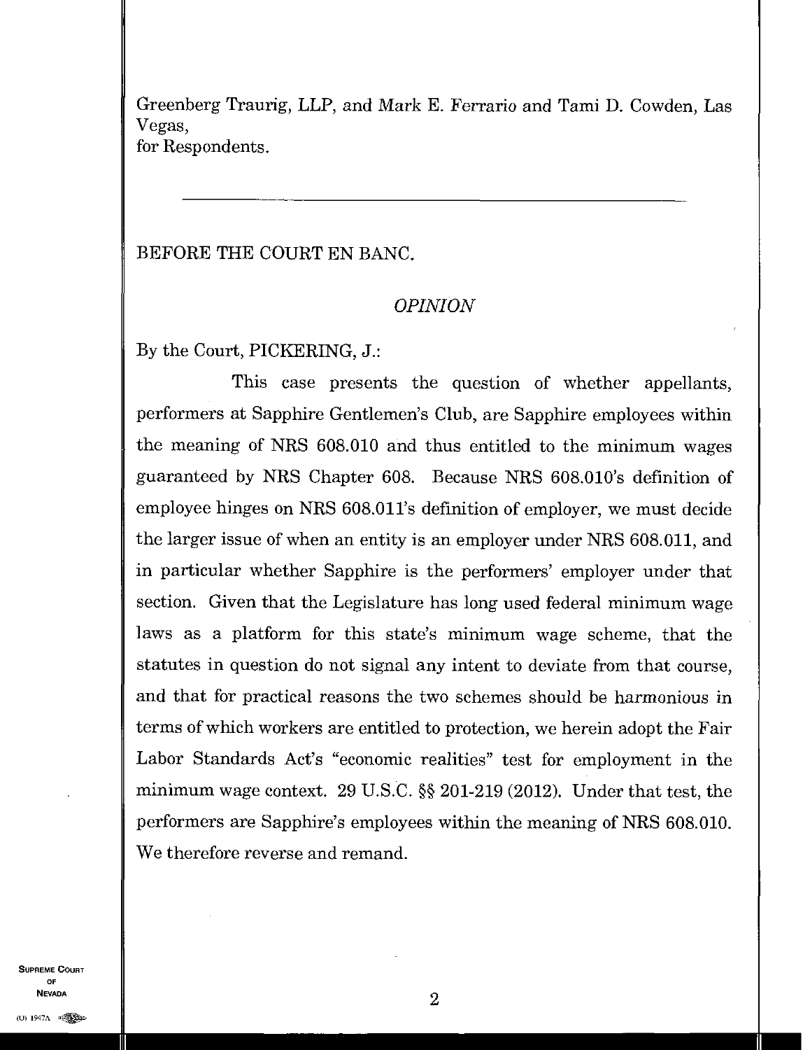Greenberg Traurig, LLP, and Mark E. Ferrario and Tami D. Cowden, Las Vegas,
for Respondents.

---

BEFORE THE COURT EN BANC.

## *OPINION*

By the Court, PICKERING, J.:

This case presents the question of whether appellants, performers at Sapphire Gentlemen's Club, are Sapphire employees within the meaning of NRS 608.010 and thus entitled to the minimum wages guaranteed by NRS Chapter 608. Because NRS 608.010's definition of employee hinges on NRS 608.011's definition of employer, we must decide the larger issue of when an entity is an employer under NRS 608.011, and in particular whether Sapphire is the performers' employer under that section. Given that the Legislature has long used federal minimum wage laws as a platform for this state's minimum wage scheme, that the statutes in question do not signal any intent to deviate from that course, and that for practical reasons the two schemes should be harmonious in terms of which workers are entitled to protection, we herein adopt the Fair Labor Standards Act's "economic realities" test for employment in the minimum wage context. 29 U.S.C. §§ 201-219 (2012). Under that test, the performers are Sapphire's employees within the meaning of NRS 608.010. We therefore reverse and remand.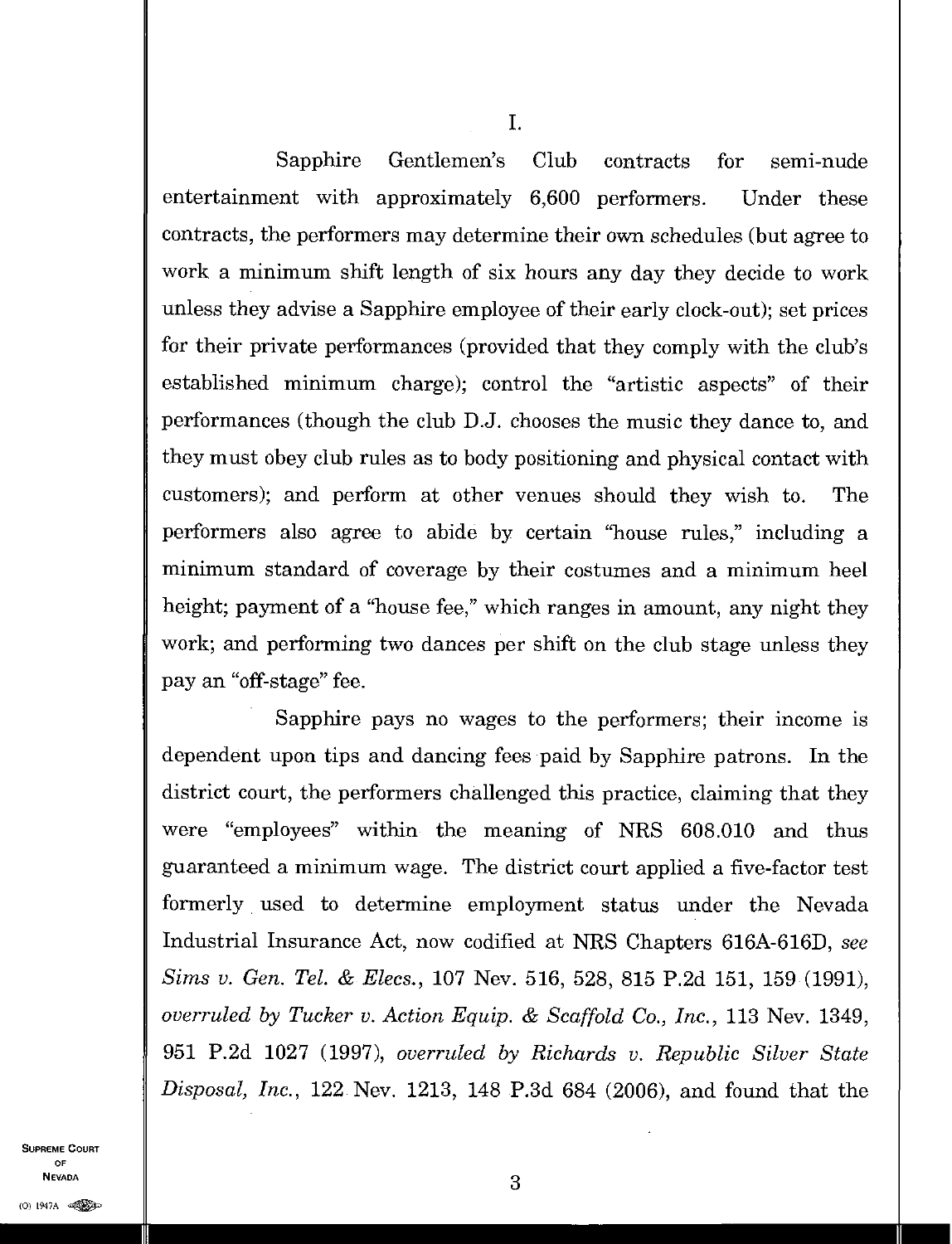I.

Sapphire Gentlemen's Club contracts for semi-nude entertainment with approximately 6,600 performers. Under these contracts, the performers may determine their own schedules (but agree to work a minimum shift length of six hours any day they decide to work unless they advise a Sapphire employee of their early clock-out); set prices for their private performances (provided that they comply with the club's established minimum charge); control the "artistic aspects" of their performances (though the club D.J. chooses the music they dance to, and they must obey club rules as to body positioning and physical contact with customers); and perform at other venues should they wish to. The performers also agree to abide by certain "house rules," including a minimum standard of coverage by their costumes and a minimum heel height; payment of a "house fee," which ranges in amount, any night they work; and performing two dances per shift on the club stage unless they pay an "off-stage" fee.

Sapphire pays no wages to the performers; their income is dependent upon tips and dancing fees paid by Sapphire patrons. In the district court, the performers challenged this practice, claiming that they were "employees" within the meaning of NRS 608.010 and thus guaranteed a minimum wage. The district court applied a five-factor test formerly used to determine employment status under the Nevada Industrial Insurance Act, now codified at NRS Chapters 616A-616D, *see Sims v. Gen. Tel. & Elecs.*, 107 Nev. 516, 528, 815 P.2d 151, 159 (1991), *overruled by Tucker v. Action Equip. & Scaffold Co., Inc.*, 113 Nev. 1349, 951 P.2d 1027 (1997), *overruled by Richards v. Republic Silver State Disposal, Inc.*, 122 Nev. 1213, 148 P.3d 684 (2006), and found that the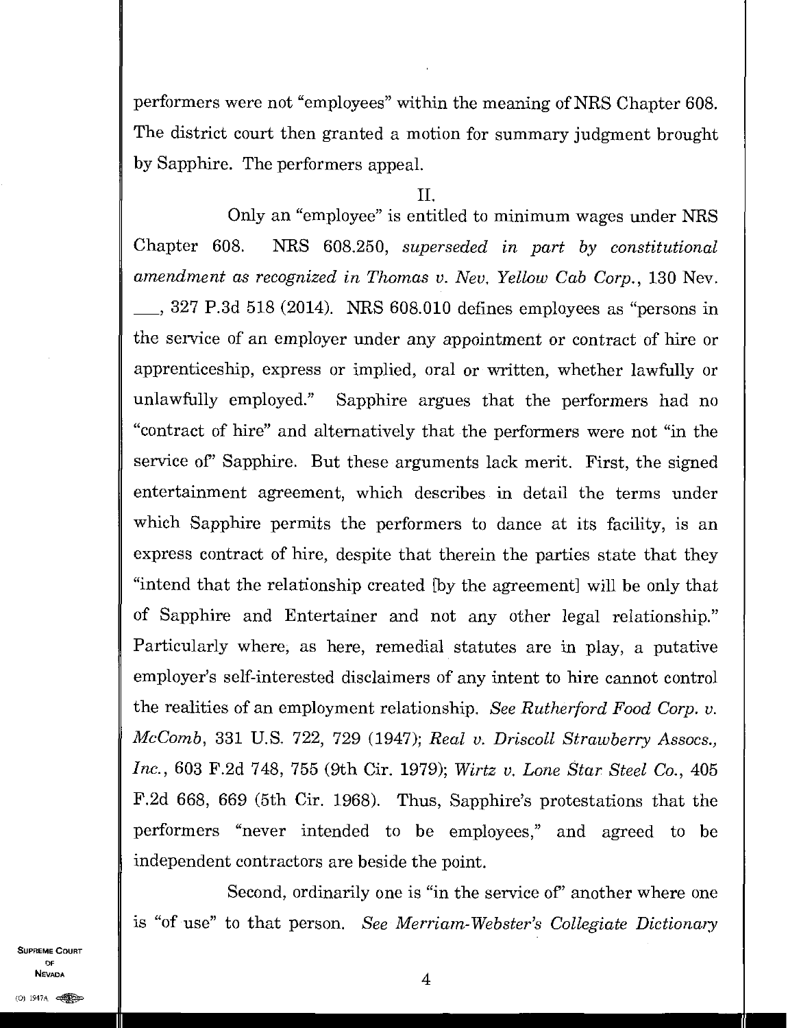performers were not "employees" within the meaning of NRS Chapter 608. The district court then granted a motion for summary judgment brought by Sapphire. The performers appeal.

II.

Only an "employee" is entitled to minimum wages under NRS Chapter 608. NRS 608.250, *superseded in part by constitutional amendment as recognized in Thomas v. Nev. Yellow Cab Corp.*, 130 Nev. ___, 327 P.3d 518 (2014). NRS 608.010 defines employees as "persons in the service of an employer under any appointment or contract of hire or apprenticeship, express or implied, oral or written, whether lawfully or unlawfully employed." Sapphire argues that the performers had no "contract of hire" and alternatively that the performers were not "in the service of" Sapphire. But these arguments lack merit. First, the signed entertainment agreement, which describes in detail the terms under which Sapphire permits the performers to dance at its facility, is an express contract of hire, despite that therein the parties state that they "intend that the relationship created [by the agreement] will be only that of Sapphire and Entertainer and not any other legal relationship." Particularly where, as here, remedial statutes are in play, a putative employer's self-interested disclaimers of any intent to hire cannot control the realities of an employment relationship. *See Rutherford Food Corp. v. McComb*, 331 U.S. 722, 729 (1947); *Real v. Driscoll Strawberry Assocs., Inc.*, 603 F.2d 748, 755 (9th Cir. 1979); *Wirtz v. Lone Star Steel Co.*, 405 F.2d 668, 669 (5th Cir. 1968). Thus, Sapphire's protestations that the performers "never intended to be employees," and agreed to be independent contractors are beside the point.

Second, ordinarily one is "in the service of" another where one is "of use" to that person. *See Merriam-Webster's Collegiate Dictionary*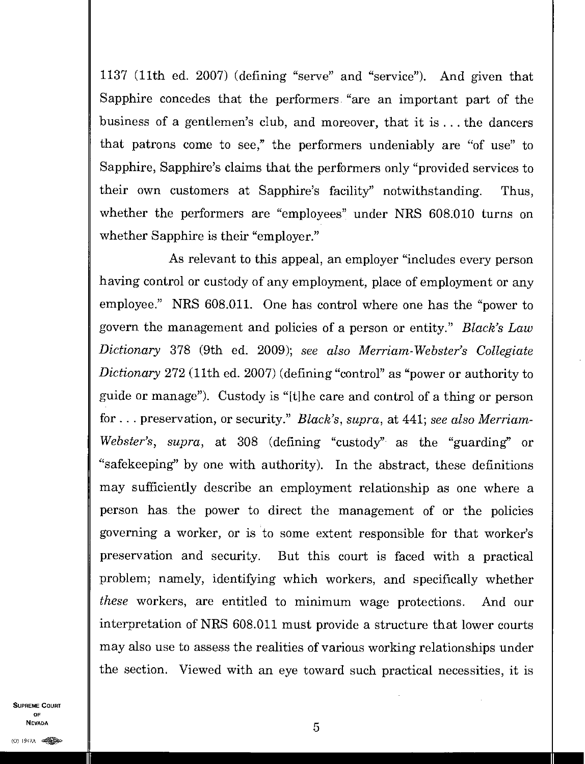1137 (11th ed. 2007) (defining "serve" and "service"). And given that Sapphire concedes that the performers "are an important part of the business of a gentlemen's club, and moreover, that it is . . . the dancers that patrons come to see," the performers undeniably are "of use" to Sapphire, Sapphire's claims that the performers only "provided services to their own customers at Sapphire's facility" notwithstanding. Thus, whether the performers are "employees" under NRS 608.010 turns on whether Sapphire is their "employer."

As relevant to this appeal, an employer "includes every person having control or custody of any employment, place of employment or any employee." NRS 608.011. One has control where one has the "power to govern the management and policies of a person or entity." *Black's Law Dictionary* 378 (9th ed. 2009); *see also Merriam-Webster's Collegiate Dictionary* 272 (11th ed. 2007) (defining "control" as "power or authority to guide or manage"). Custody is "[t]he care and control of a thing or person for . . . preservation, or security." *Black's*, *supra*, at 441; *see also Merriam-Webster's*, *supra*, at 308 (defining "custody" as the "guarding" or "safekeeping" by one with authority). In the abstract, these definitions may sufficiently describe an employment relationship as one where a person has the power to direct the management of or the policies governing a worker, or is to some extent responsible for that worker's preservation and security. But this court is faced with a practical problem; namely, identifying which workers, and specifically whether *these* workers, are entitled to minimum wage protections. And our interpretation of NRS 608.011 must provide a structure that lower courts may also use to assess the realities of various working relationships under the section. Viewed with an eye toward such practical necessities, it is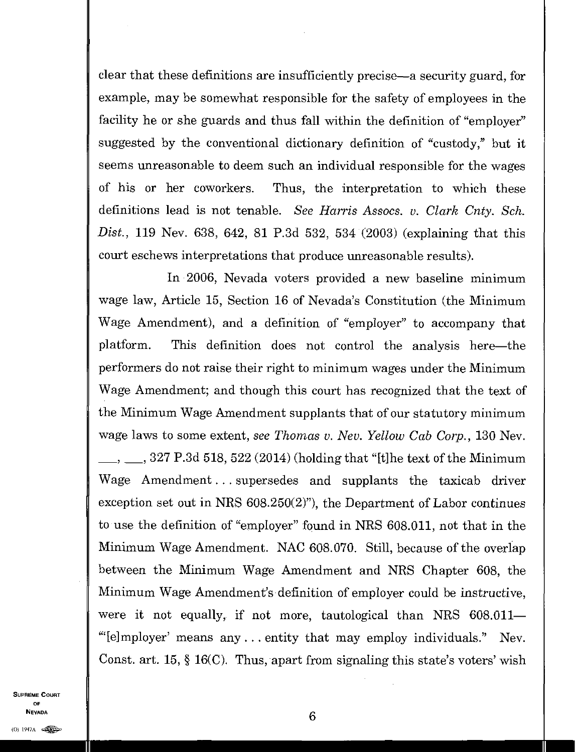clear that these definitions are insufficiently precise—a security guard, for example, may be somewhat responsible for the safety of employees in the facility he or she guards and thus fall within the definition of "employer" suggested by the conventional dictionary definition of "custody," but it seems unreasonable to deem such an individual responsible for the wages of his or her coworkers. Thus, the interpretation to which these definitions lead is not tenable. *See Harris Assocs. v. Clark Cnty. Sch. Dist.*, 119 Nev. 638, 642, 81 P.3d 532, 534 (2003) (explaining that this court eschews interpretations that produce unreasonable results).

In 2006, Nevada voters provided a new baseline minimum wage law, Article 15, Section 16 of Nevada's Constitution (the Minimum Wage Amendment), and a definition of "employer" to accompany that platform. This definition does not control the analysis here—the performers do not raise their right to minimum wages under the Minimum Wage Amendment; and though this court has recognized that the text of the Minimum Wage Amendment supplants that of our statutory minimum wage laws to some extent, *see Thomas v. Nev. Yellow Cab Corp.*, 130 Nev. \_\_\_, \_\_\_, 327 P.3d 518, 522 (2014) (holding that "[t]he text of the Minimum Wage Amendment . . . supersedes and supplants the taxicab driver exception set out in NRS 608.250(2)"), the Department of Labor continues to use the definition of "employer" found in NRS 608.011, not that in the Minimum Wage Amendment. NAC 608.070. Still, because of the overlap between the Minimum Wage Amendment and NRS Chapter 608, the Minimum Wage Amendment's definition of employer could be instructive, were it not equally, if not more, tautological than NRS 608.011—"'[e]mployer' means any . . . entity that may employ individuals." Nev. Const. art. 15, § 16(C). Thus, apart from signaling this state's voters' wish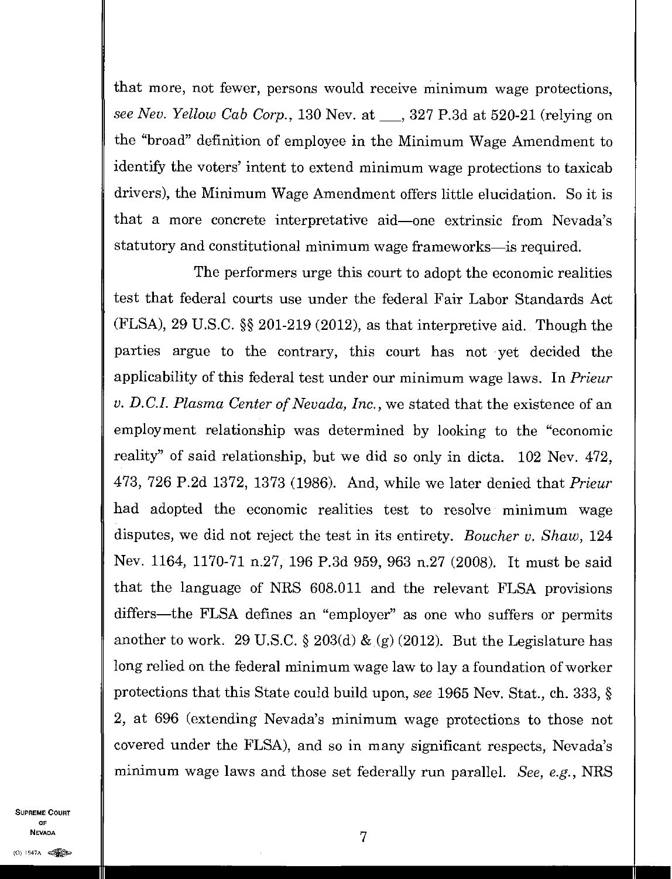that more, not fewer, persons would receive minimum wage protections, *see Nev. Yellow Cab Corp.*, 130 Nev. at ___, 327 P.3d at 520-21 (relying on the "broad" definition of employee in the Minimum Wage Amendment to identify the voters' intent to extend minimum wage protections to taxicab drivers), the Minimum Wage Amendment offers little elucidation. So it is that a more concrete interpretative aid—one extrinsic from Nevada's statutory and constitutional minimum wage frameworks—is required.

The performers urge this court to adopt the economic realities test that federal courts use under the federal Fair Labor Standards Act (FLSA), 29 U.S.C. §§ 201-219 (2012), as that interpretive aid. Though the parties argue to the contrary, this court has not yet decided the applicability of this federal test under our minimum wage laws. In *Prieur v. D.C.I. Plasma Center of Nevada, Inc.*, we stated that the existence of an employment relationship was determined by looking to the "economic reality" of said relationship, but we did so only in dicta. 102 Nev. 472, 473, 726 P.2d 1372, 1373 (1986). And, while we later denied that *Prieur* had adopted the economic realities test to resolve minimum wage disputes, we did not reject the test in its entirety. *Boucher v. Shaw*, 124 Nev. 1164, 1170-71 n.27, 196 P.3d 959, 963 n.27 (2008). It must be said that the language of NRS 608.011 and the relevant FLSA provisions differs—the FLSA defines an "employer" as one who suffers or permits another to work. 29 U.S.C. § 203(d) & (g) (2012). But the Legislature has long relied on the federal minimum wage law to lay a foundation of worker protections that this State could build upon, *see* 1965 Nev. Stat., ch. 333, § 2, at 696 (extending Nevada's minimum wage protections to those not covered under the FLSA), and so in many significant respects, Nevada's minimum wage laws and those set federally run parallel. *See, e.g.*, NRS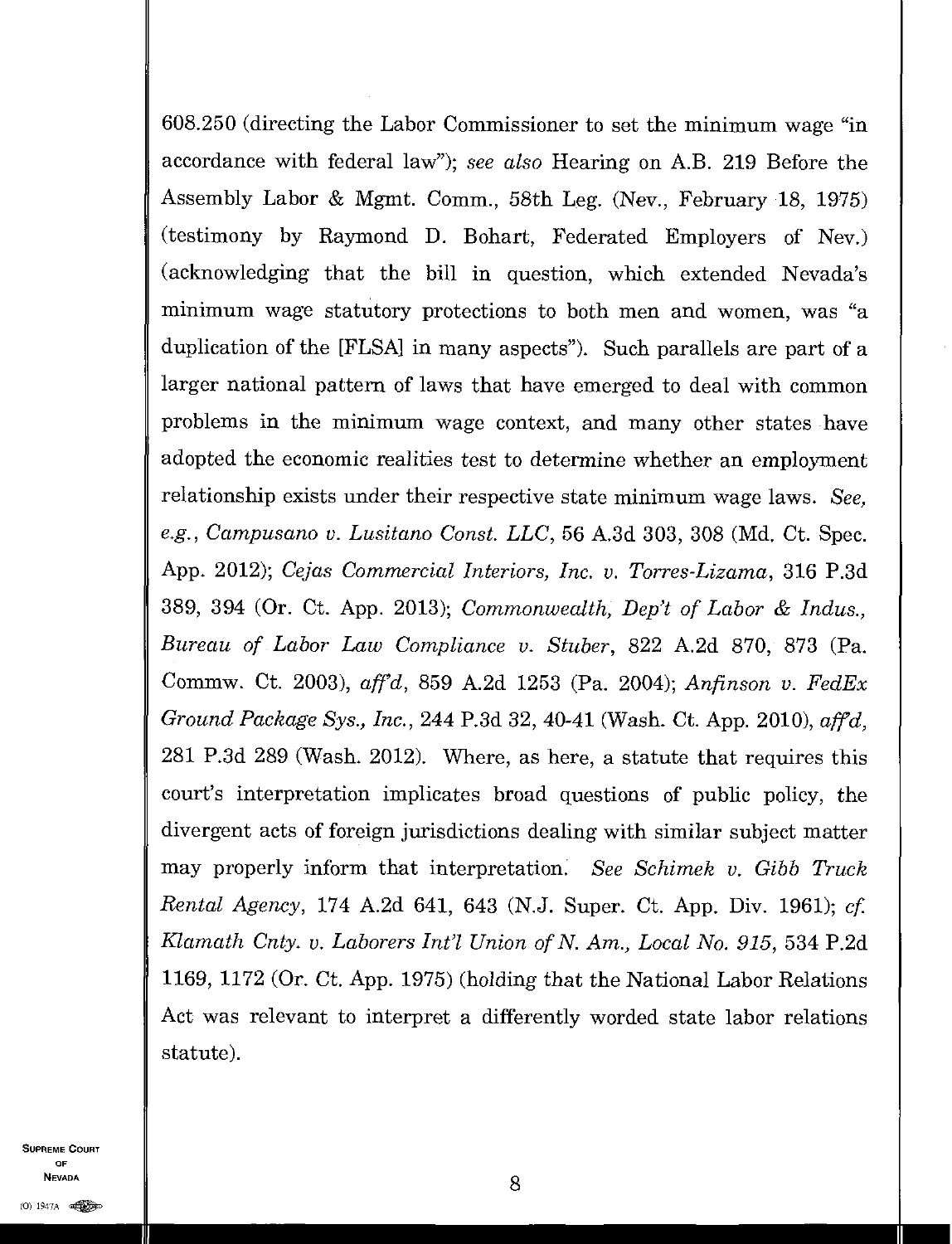608.250 (directing the Labor Commissioner to set the minimum wage "in accordance with federal law"); *see also* Hearing on A.B. 219 Before the Assembly Labor & Mgmt. Comm., 58th Leg. (Nev., February 18, 1975) (testimony by Raymond D. Bohart, Federated Employers of Nev.) (acknowledging that the bill in question, which extended Nevada's minimum wage statutory protections to both men and women, was "a duplication of the [FLSA] in many aspects"). Such parallels are part of a larger national pattern of laws that have emerged to deal with common problems in the minimum wage context, and many other states have adopted the economic realities test to determine whether an employment relationship exists under their respective state minimum wage laws. *See, e.g., Campusano v. Lusitano Const. LLC*, 56 A.3d 303, 308 (Md. Ct. Spec. App. 2012); *Cejas Commercial Interiors, Inc. v. Torres-Lizama*, 316 P.3d 389, 394 (Or. Ct. App. 2013); *Commonwealth, Dep't of Labor & Indus., Bureau of Labor Law Compliance v. Stuber*, 822 A.2d 870, 873 (Pa. Commw. Ct. 2003), *aff'd*, 859 A.2d 1253 (Pa. 2004); *Anfinson v. FedEx Ground Package Sys., Inc.*, 244 P.3d 32, 40-41 (Wash. Ct. App. 2010), *aff'd*, 281 P.3d 289 (Wash. 2012). Where, as here, a statute that requires this court's interpretation implicates broad questions of public policy, the divergent acts of foreign jurisdictions dealing with similar subject matter may properly inform that interpretation. *See Schimek v. Gibb Truck Rental Agency*, 174 A.2d 641, 643 (N.J. Super. Ct. App. Div. 1961); *cf. Klamath Cnty. v. Laborers Int'l Union of N. Am., Local No. 915*, 534 P.2d 1169, 1172 (Or. Ct. App. 1975) (holding that the National Labor Relations Act was relevant to interpret a differently worded state labor relations statute).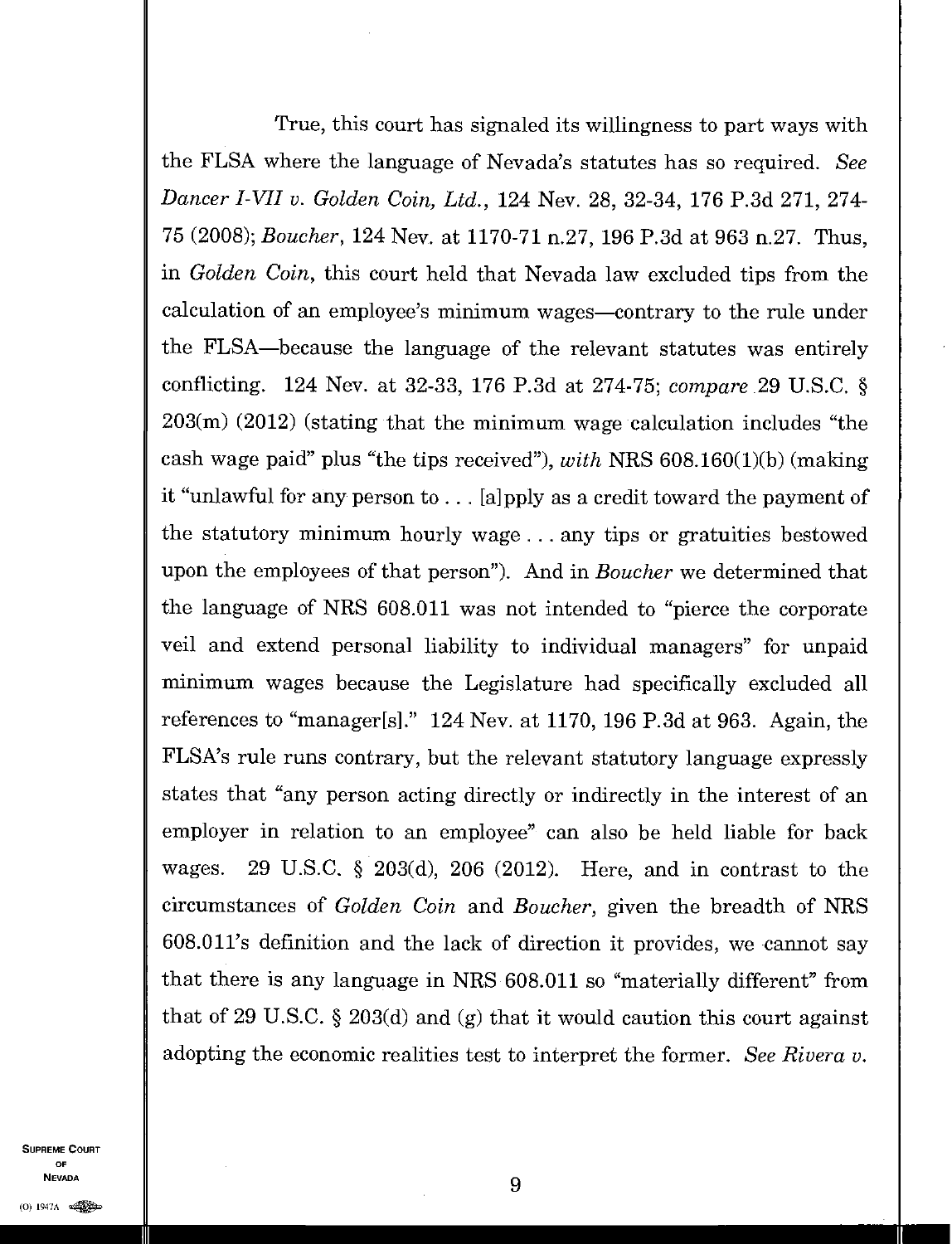True, this court has signaled its willingness to part ways with the FLSA where the language of Nevada's statutes has so required. *See Dancer I-VII v. Golden Coin, Ltd.*, 124 Nev. 28, 32-34, 176 P.3d 271, 274-75 (2008); *Boucher*, 124 Nev. at 1170-71 n.27, 196 P.3d at 963 n.27. Thus, in *Golden Coin*, this court held that Nevada law excluded tips from the calculation of an employee's minimum wages—contrary to the rule under the FLSA—because the language of the relevant statutes was entirely conflicting. 124 Nev. at 32-33, 176 P.3d at 274-75; *compare* 29 U.S.C. § 203(m) (2012) (stating that the minimum wage calculation includes "the cash wage paid" plus "the tips received"), *with* NRS 608.160(1)(b) (making it "unlawful for any person to . . . [a]pply as a credit toward the payment of the statutory minimum hourly wage . . . any tips or gratuities bestowed upon the employees of that person"). And in *Boucher* we determined that the language of NRS 608.011 was not intended to "pierce the corporate veil and extend personal liability to individual managers" for unpaid minimum wages because the Legislature had specifically excluded all references to "manager[s]." 124 Nev. at 1170, 196 P.3d at 963. Again, the FLSA's rule runs contrary, but the relevant statutory language expressly states that "any person acting directly or indirectly in the interest of an employer in relation to an employee" can also be held liable for back wages. 29 U.S.C. § 203(d), 206 (2012). Here, and in contrast to the circumstances of *Golden Coin* and *Boucher*, given the breadth of NRS 608.011's definition and the lack of direction it provides, we cannot say that there is any language in NRS 608.011 so "materially different" from that of 29 U.S.C. § 203(d) and (g) that it would caution this court against adopting the economic realities test to interpret the former. *See Rivera v.*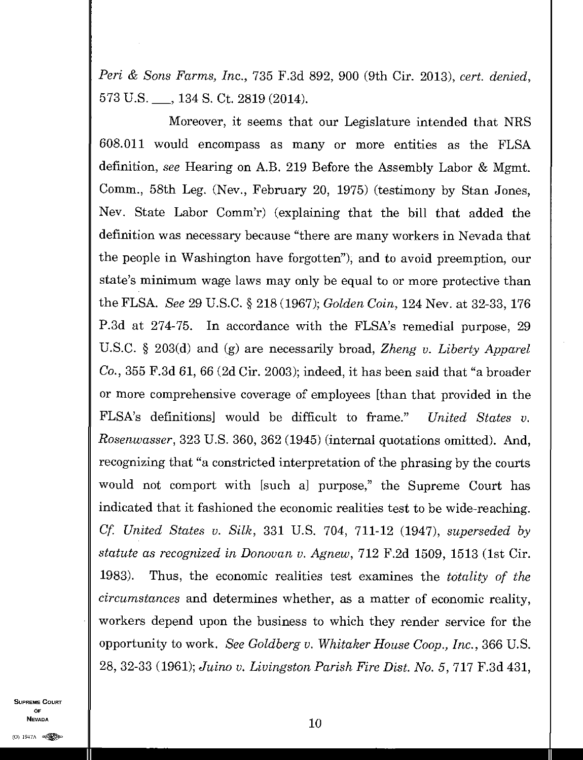*Peri & Sons Farms, Inc.*, 735 F.3d 892, 900 (9th Cir. 2013), *cert. denied*, 573 U.S. ___, 134 S. Ct. 2819 (2014).

Moreover, it seems that our Legislature intended that NRS 608.011 would encompass as many or more entities as the FLSA definition, *see* Hearing on A.B. 219 Before the Assembly Labor & Mgmt. Comm., 58th Leg. (Nev., February 20, 1975) (testimony by Stan Jones, Nev. State Labor Comm'r) (explaining that the bill that added the definition was necessary because "there are many workers in Nevada that the people in Washington have forgotten"), and to avoid preemption, our state's minimum wage laws may only be equal to or more protective than the FLSA. *See* 29 U.S.C. § 218 (1967); *Golden Coin*, 124 Nev. at 32-33, 176 P.3d at 274-75. In accordance with the FLSA's remedial purpose, 29 U.S.C. § 203(d) and (g) are necessarily broad, *Zheng v. Liberty Apparel Co.*, 355 F.3d 61, 66 (2d Cir. 2003); indeed, it has been said that "a broader or more comprehensive coverage of employees [than that provided in the FLSA's definitions] would be difficult to frame." *United States v. Rosenwasser*, 323 U.S. 360, 362 (1945) (internal quotations omitted). And, recognizing that "a constricted interpretation of the phrasing by the courts would not comport with [such a] purpose," the Supreme Court has indicated that it fashioned the economic realities test to be wide-reaching. *Cf. United States v. Silk*, 331 U.S. 704, 711-12 (1947), *superseded by statute as recognized in Donovan v. Agnew*, 712 F.2d 1509, 1513 (1st Cir. 1983). Thus, the economic realities test examines the *totality of the circumstances* and determines whether, as a matter of economic reality, workers depend upon the business to which they render service for the opportunity to work. *See Goldberg v. Whitaker House Coop., Inc.*, 366 U.S. 28, 32-33 (1961); *Juino v. Livingston Parish Fire Dist. No. 5*, 717 F.3d 431,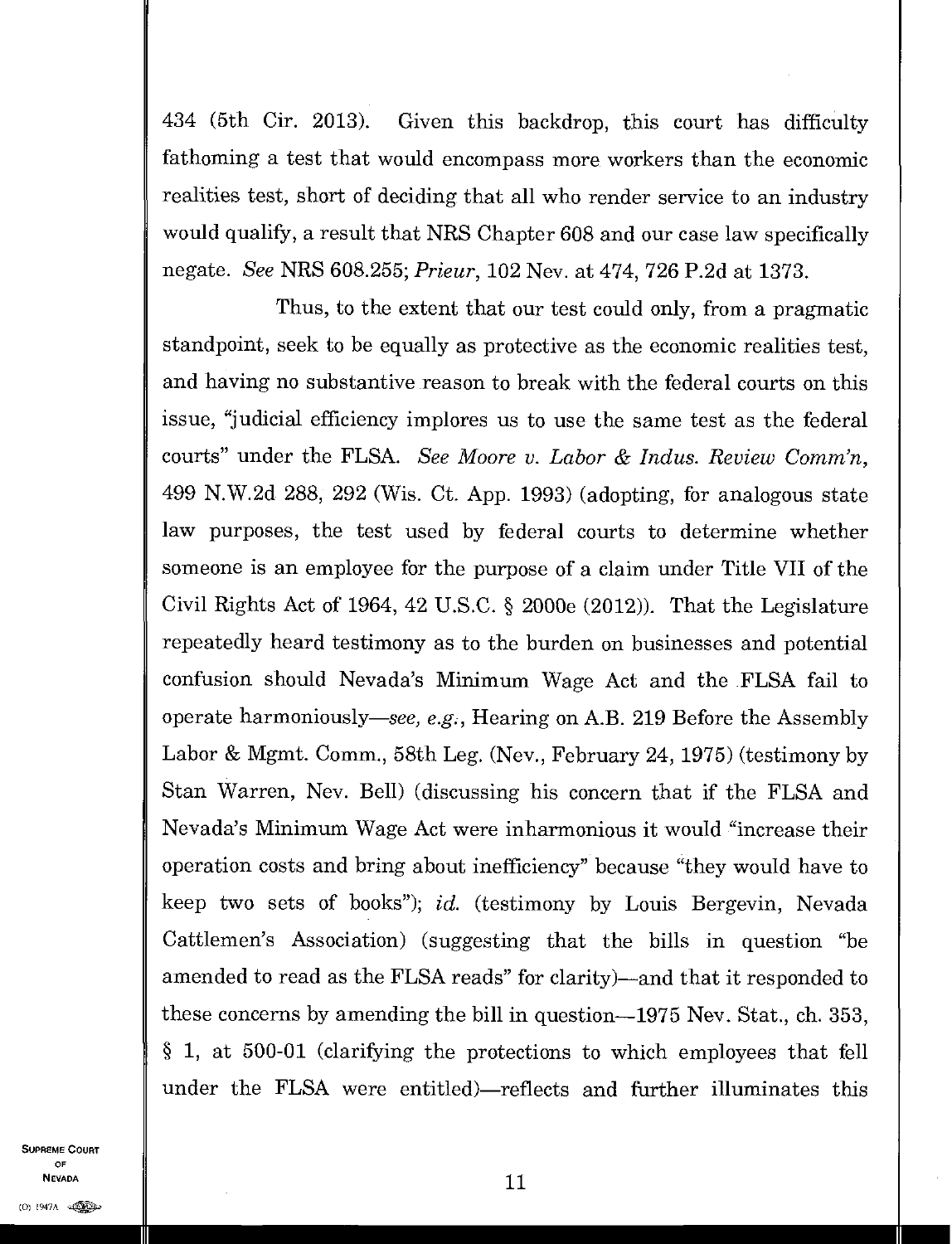434 (5th Cir. 2013). Given this backdrop, this court has difficulty fathoming a test that would encompass more workers than the economic realities test, short of deciding that all who render service to an industry would qualify, a result that NRS Chapter 608 and our case law specifically negate. *See* NRS 608.255; *Prieur*, 102 Nev. at 474, 726 P.2d at 1373.

Thus, to the extent that our test could only, from a pragmatic standpoint, seek to be equally as protective as the economic realities test, and having no substantive reason to break with the federal courts on this issue, "judicial efficiency implores us to use the same test as the federal courts" under the FLSA. *See Moore v. Labor & Indus. Review Comm'n*, 499 N.W.2d 288, 292 (Wis. Ct. App. 1993) (adopting, for analogous state law purposes, the test used by federal courts to determine whether someone is an employee for the purpose of a claim under Title VII of the Civil Rights Act of 1964, 42 U.S.C. § 2000e (2012)). That the Legislature repeatedly heard testimony as to the burden on businesses and potential confusion should Nevada's Minimum Wage Act and the FLSA fail to operate harmoniously—*see, e.g.*, Hearing on A.B. 219 Before the Assembly Labor & Mgmt. Comm., 58th Leg. (Nev., February 24, 1975) (testimony by Stan Warren, Nev. Bell) (discussing his concern that if the FLSA and Nevada's Minimum Wage Act were inharmonious it would "increase their operation costs and bring about inefficiency" because "they would have to keep two sets of books"); *id.* (testimony by Louis Bergevin, Nevada Cattlemen's Association) (suggesting that the bills in question "be amended to read as the FLSA reads" for clarity)—and that it responded to these concerns by amending the bill in question—1975 Nev. Stat., ch. 353, § 1, at 500-01 (clarifying the protections to which employees that fell under the FLSA were entitled)—reflects and further illuminates this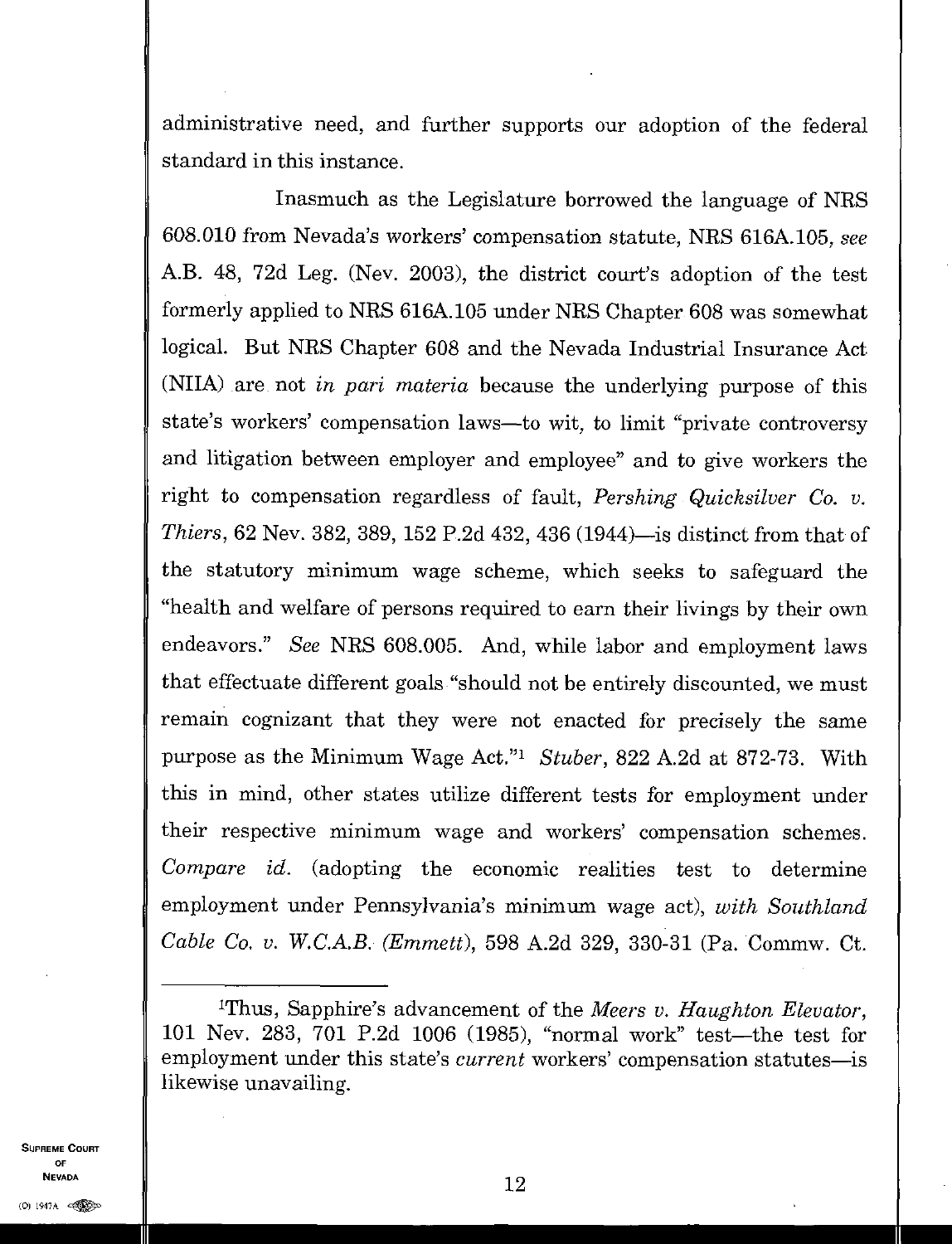administrative need, and further supports our adoption of the federal standard in this instance.

Inasmuch as the Legislature borrowed the language of NRS 608.010 from Nevada's workers' compensation statute, NRS 616A.105, *see* A.B. 48, 72d Leg. (Nev. 2003), the district court's adoption of the test formerly applied to NRS 616A.105 under NRS Chapter 608 was somewhat logical. But NRS Chapter 608 and the Nevada Industrial Insurance Act (NIIA) are not *in pari materia* because the underlying purpose of this state's workers' compensation laws—to wit, to limit "private controversy and litigation between employer and employee" and to give workers the right to compensation regardless of fault, *Pershing Quicksilver Co. v. Thiers*, 62 Nev. 382, 389, 152 P.2d 432, 436 (1944)—is distinct from that of the statutory minimum wage scheme, which seeks to safeguard the "health and welfare of persons required to earn their livings by their own endeavors." *See* NRS 608.005. And, while labor and employment laws that effectuate different goals "should not be entirely discounted, we must remain cognizant that they were not enacted for precisely the same purpose as the Minimum Wage Act."[1] *Stuber*, 822 A.2d at 872-73. With this in mind, other states utilize different tests for employment under their respective minimum wage and workers' compensation schemes. *Compare id.* (adopting the economic realities test to determine employment under Pennsylvania's minimum wage act), *with Southland Cable Co. v. W.C.A.B. (Emmett)*, 598 A.2d 329, 330-31 (Pa. Commw. Ct.

[1]Thus, Sapphire's advancement of the *Meers v. Haughton Elevator*, 101 Nev. 283, 701 P.2d 1006 (1985), "normal work" test—the test for employment under this state's *current* workers' compensation statutes—is likewise unavailing.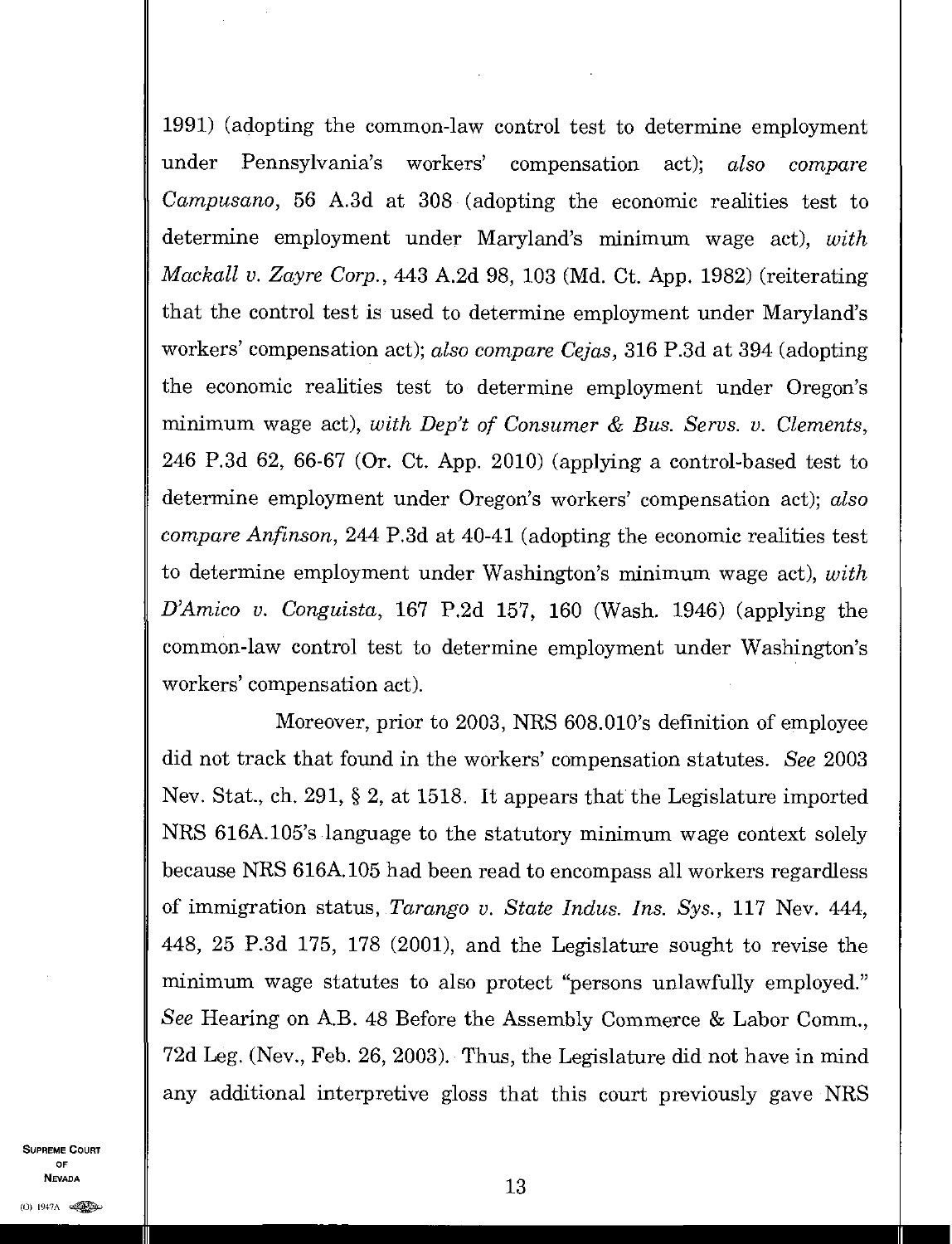1991) (adopting the common-law control test to determine employment under Pennsylvania's workers' compensation act); *also compare Campusano*, 56 A.3d at 308 (adopting the economic realities test to determine employment under Maryland's minimum wage act), *with Mackall v. Zayre Corp.*, 443 A.2d 98, 103 (Md. Ct. App. 1982) (reiterating that the control test is used to determine employment under Maryland's workers' compensation act); *also compare Cejas*, 316 P.3d at 394 (adopting the economic realities test to determine employment under Oregon's minimum wage act), *with Dep't of Consumer & Bus. Servs. v. Clements*, 246 P.3d 62, 66-67 (Or. Ct. App. 2010) (applying a control-based test to determine employment under Oregon's workers' compensation act); *also compare Anfinson*, 244 P.3d at 40-41 (adopting the economic realities test to determine employment under Washington's minimum wage act), *with D'Amico v. Conguista*, 167 P.2d 157, 160 (Wash. 1946) (applying the common-law control test to determine employment under Washington's workers' compensation act).

Moreover, prior to 2003, NRS 608.010's definition of employee did not track that found in the workers' compensation statutes. *See* 2003 Nev. Stat., ch. 291, § 2, at 1518. It appears that the Legislature imported NRS 616A.105's language to the statutory minimum wage context solely because NRS 616A.105 had been read to encompass all workers regardless of immigration status, *Tarango v. State Indus. Ins. Sys.*, 117 Nev. 444, 448, 25 P.3d 175, 178 (2001), and the Legislature sought to revise the minimum wage statutes to also protect "persons unlawfully employed." *See* Hearing on A.B. 48 Before the Assembly Commerce & Labor Comm., 72d Leg. (Nev., Feb. 26, 2003). Thus, the Legislature did not have in mind any additional interpretive gloss that this court previously gave NRS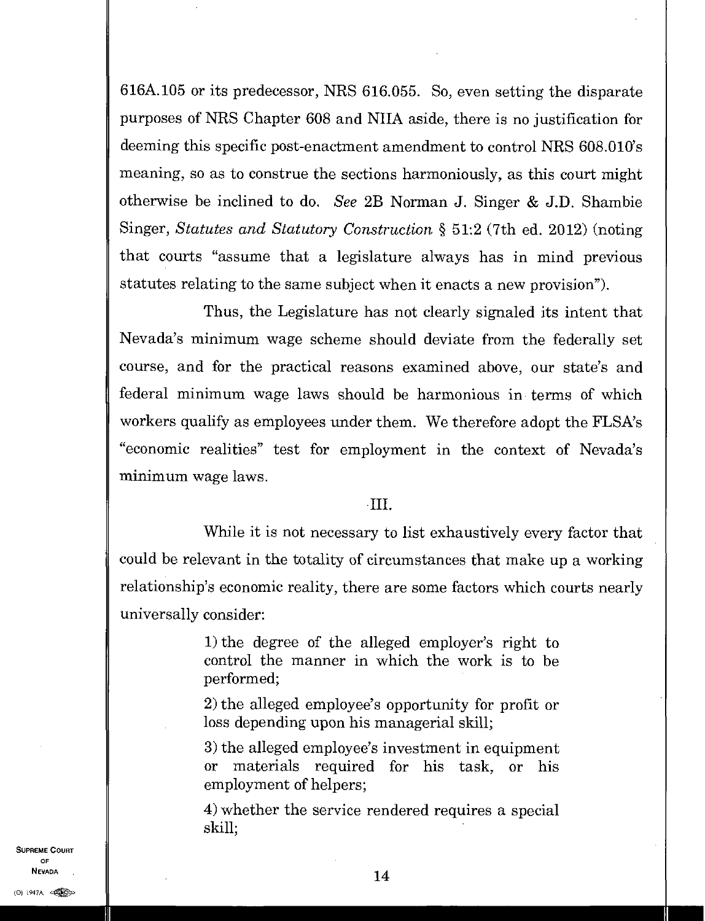616A.105 or its predecessor, NRS 616.055. So, even setting the disparate purposes of NRS Chapter 608 and NIIA aside, there is no justification for deeming this specific post-enactment amendment to control NRS 608.010's meaning, so as to construe the sections harmoniously, as this court might otherwise be inclined to do. *See* 2B Norman J. Singer & J.D. Shambie Singer, *Statutes and Statutory Construction* § 51:2 (7th ed. 2012) (noting that courts "assume that a legislature always has in mind previous statutes relating to the same subject when it enacts a new provision").

Thus, the Legislature has not clearly signaled its intent that Nevada's minimum wage scheme should deviate from the federally set course, and for the practical reasons examined above, our state's and federal minimum wage laws should be harmonious in terms of which workers qualify as employees under them. We therefore adopt the FLSA's "economic realities" test for employment in the context of Nevada's minimum wage laws.

## III.

While it is not necessary to list exhaustively every factor that could be relevant in the totality of circumstances that make up a working relationship's economic reality, there are some factors which courts nearly universally consider:

> 1) the degree of the alleged employer's right to control the manner in which the work is to be performed;
>
> 2) the alleged employee's opportunity for profit or loss depending upon his managerial skill;
>
> 3) the alleged employee's investment in equipment or materials required for his task, or his employment of helpers;
>
> 4) whether the service rendered requires a special skill;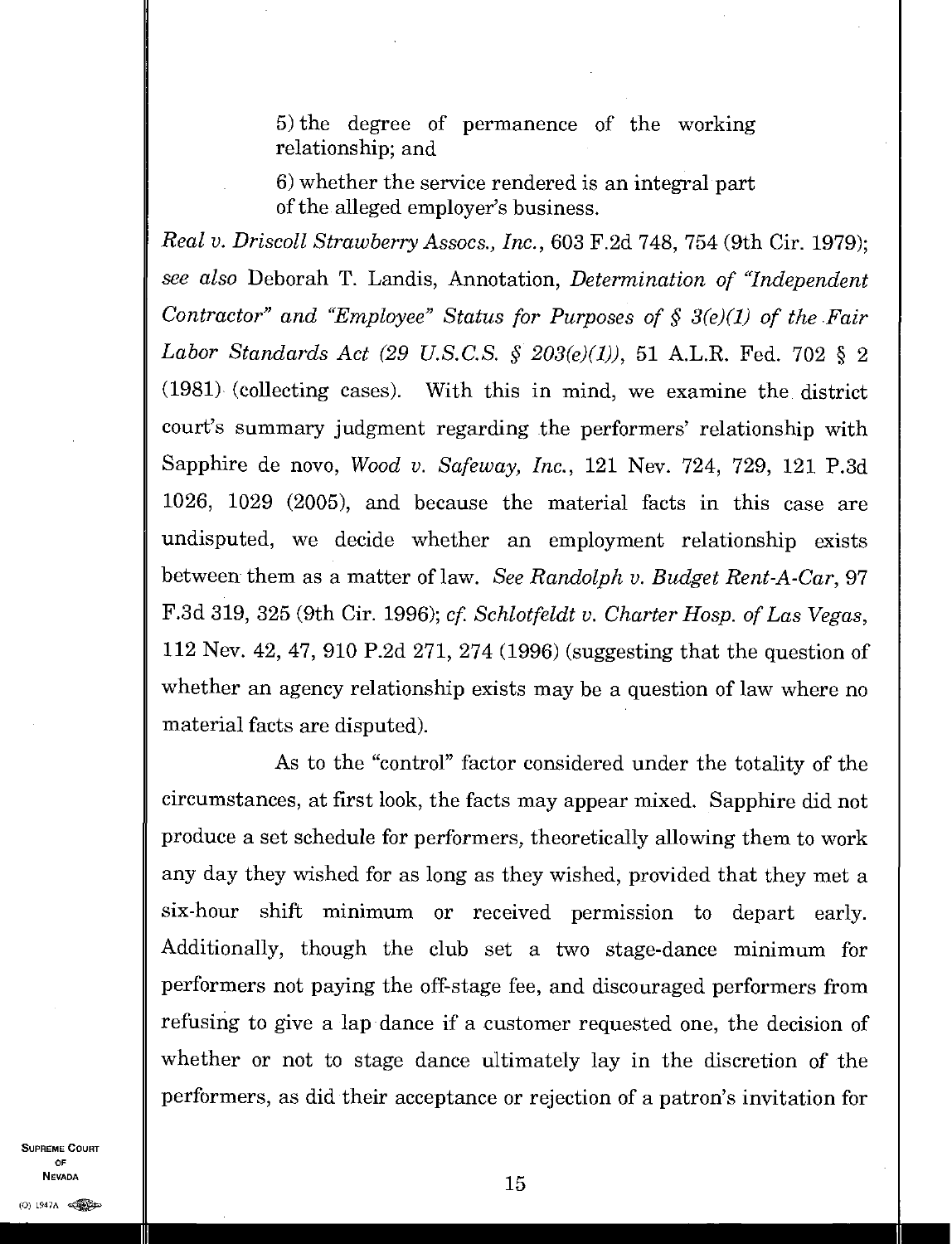> 5) the degree of permanence of the working relationship; and
>
> 6) whether the service rendered is an integral part of the alleged employer's business.

*Real v. Driscoll Strawberry Assocs., Inc.*, 603 F.2d 748, 754 (9th Cir. 1979); *see also* Deborah T. Landis, Annotation, *Determination of "Independent Contractor" and "Employee" Status for Purposes of § 3(e)(1) of the Fair Labor Standards Act (29 U.S.C.S. § 203(e)(1))*, 51 A.L.R. Fed. 702 § 2 (1981) (collecting cases). With this in mind, we examine the district court's summary judgment regarding the performers' relationship with Sapphire de novo, *Wood v. Safeway, Inc.*, 121 Nev. 724, 729, 121 P.3d 1026, 1029 (2005), and because the material facts in this case are undisputed, we decide whether an employment relationship exists between them as a matter of law. *See Randolph v. Budget Rent-A-Car*, 97 F.3d 319, 325 (9th Cir. 1996); *cf. Schlotfeldt v. Charter Hosp. of Las Vegas*, 112 Nev. 42, 47, 910 P.2d 271, 274 (1996) (suggesting that the question of whether an agency relationship exists may be a question of law where no material facts are disputed).

As to the "control" factor considered under the totality of the circumstances, at first look, the facts may appear mixed. Sapphire did not produce a set schedule for performers, theoretically allowing them to work any day they wished for as long as they wished, provided that they met a six-hour shift minimum or received permission to depart early. Additionally, though the club set a two stage-dance minimum for performers not paying the off-stage fee, and discouraged performers from refusing to give a lap dance if a customer requested one, the decision of whether or not to stage dance ultimately lay in the discretion of the performers, as did their acceptance or rejection of a patron's invitation for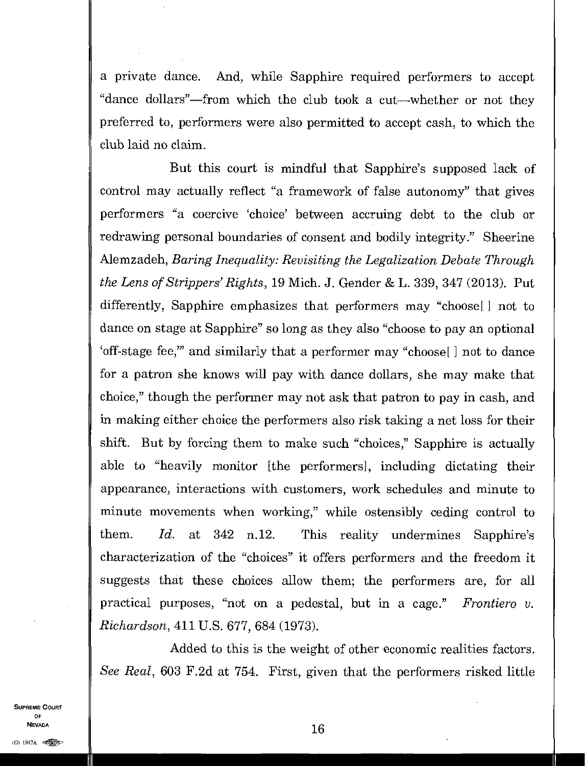a private dance. And, while Sapphire required performers to accept "dance dollars"—from which the club took a cut—whether or not they preferred to, performers were also permitted to accept cash, to which the club laid no claim.

But this court is mindful that Sapphire's supposed lack of control may actually reflect "a framework of false autonomy" that gives performers "a coercive 'choice' between accruing debt to the club or redrawing personal boundaries of consent and bodily integrity." Sheerine Alemzadeh, *Baring Inequality: Revisiting the Legalization Debate Through the Lens of Strippers' Rights*, 19 Mich. J. Gender & L. 339, 347 (2013). Put differently, Sapphire emphasizes that performers may "choose[ ] not to dance on stage at Sapphire" so long as they also "choose to pay an optional 'off-stage fee,'" and similarly that a performer may "choose[ ] not to dance for a patron she knows will pay with dance dollars, she may make that choice," though the performer may not ask that patron to pay in cash, and in making either choice the performers also risk taking a net loss for their shift. But by forcing them to make such "choices," Sapphire is actually able to "heavily monitor [the performers], including dictating their appearance, interactions with customers, work schedules and minute to minute movements when working," while ostensibly ceding control to them. *Id.* at 342 n.12. This reality undermines Sapphire's characterization of the "choices" it offers performers and the freedom it suggests that these choices allow them; the performers are, for all practical purposes, "not on a pedestal, but in a cage." *Frontiero v. Richardson*, 411 U.S. 677, 684 (1973).

Added to this is the weight of other economic realities factors. *See Real*, 603 F.2d at 754. First, given that the performers risked little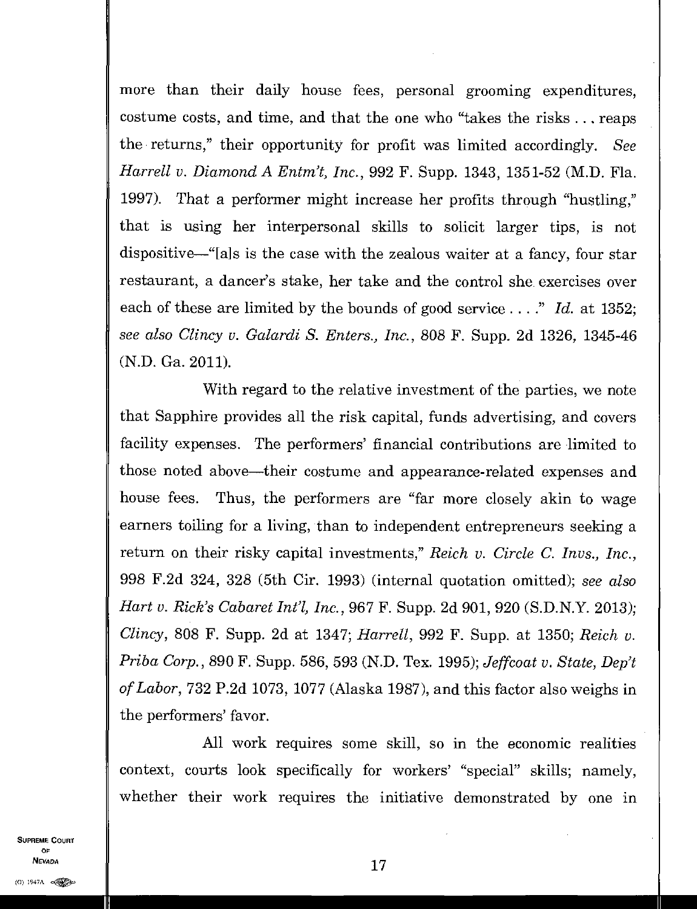more than their daily house fees, personal grooming expenditures, costume costs, and time, and that the one who "takes the risks . . . reaps the returns," their opportunity for profit was limited accordingly. *See Harrell v. Diamond A Entm't, Inc.*, 992 F. Supp. 1343, 1351-52 (M.D. Fla. 1997). That a performer might increase her profits through "hustling," that is using her interpersonal skills to solicit larger tips, is not dispositive—"[a]s is the case with the zealous waiter at a fancy, four star restaurant, a dancer's stake, her take and the control she exercises over each of these are limited by the bounds of good service . . . ." *Id.* at 1352; *see also Clincy v. Galardi S. Enters., Inc.*, 808 F. Supp. 2d 1326, 1345-46 (N.D. Ga. 2011).

With regard to the relative investment of the parties, we note that Sapphire provides all the risk capital, funds advertising, and covers facility expenses. The performers' financial contributions are limited to those noted above—their costume and appearance-related expenses and house fees. Thus, the performers are "far more closely akin to wage earners toiling for a living, than to independent entrepreneurs seeking a return on their risky capital investments," *Reich v. Circle C. Invs., Inc.*, 998 F.2d 324, 328 (5th Cir. 1993) (internal quotation omitted); *see also Hart v. Rick's Cabaret Int'l, Inc.*, 967 F. Supp. 2d 901, 920 (S.D.N.Y. 2013); *Clincy*, 808 F. Supp. 2d at 1347; *Harrell*, 992 F. Supp. at 1350; *Reich v. Priba Corp.*, 890 F. Supp. 586, 593 (N.D. Tex. 1995); *Jeffcoat v. State, Dep't of Labor*, 732 P.2d 1073, 1077 (Alaska 1987), and this factor also weighs in the performers' favor.

All work requires some skill, so in the economic realities context, courts look specifically for workers' "special" skills; namely, whether their work requires the initiative demonstrated by one in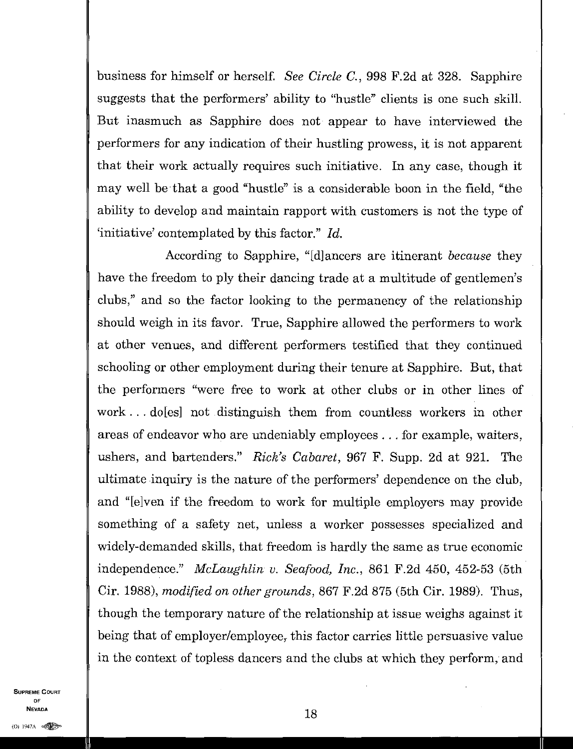business for himself or herself. *See Circle C.*, 998 F.2d at 328. Sapphire suggests that the performers' ability to "hustle" clients is one such skill. But inasmuch as Sapphire does not appear to have interviewed the performers for any indication of their hustling prowess, it is not apparent that their work actually requires such initiative. In any case, though it may well be that a good "hustle" is a considerable boon in the field, "the ability to develop and maintain rapport with customers is not the type of 'initiative' contemplated by this factor." *Id.*

According to Sapphire, "[d]ancers are itinerant *because* they have the freedom to ply their dancing trade at a multitude of gentlemen's clubs," and so the factor looking to the permanency of the relationship should weigh in its favor. True, Sapphire allowed the performers to work at other venues, and different performers testified that they continued schooling or other employment during their tenure at Sapphire. But, that the performers "were free to work at other clubs or in other lines of work . . . do[es] not distinguish them from countless workers in other areas of endeavor who are undeniably employees . . . for example, waiters, ushers, and bartenders." *Rick's Cabaret*, 967 F. Supp. 2d at 921. The ultimate inquiry is the nature of the performers' dependence on the club, and "[e]ven if the freedom to work for multiple employers may provide something of a safety net, unless a worker possesses specialized and widely-demanded skills, that freedom is hardly the same as true economic independence." *McLaughlin v. Seafood, Inc.*, 861 F.2d 450, 452-53 (5th Cir. 1988), *modified on other grounds*, 867 F.2d 875 (5th Cir. 1989). Thus, though the temporary nature of the relationship at issue weighs against it being that of employer/employee, this factor carries little persuasive value in the context of topless dancers and the clubs at which they perform, and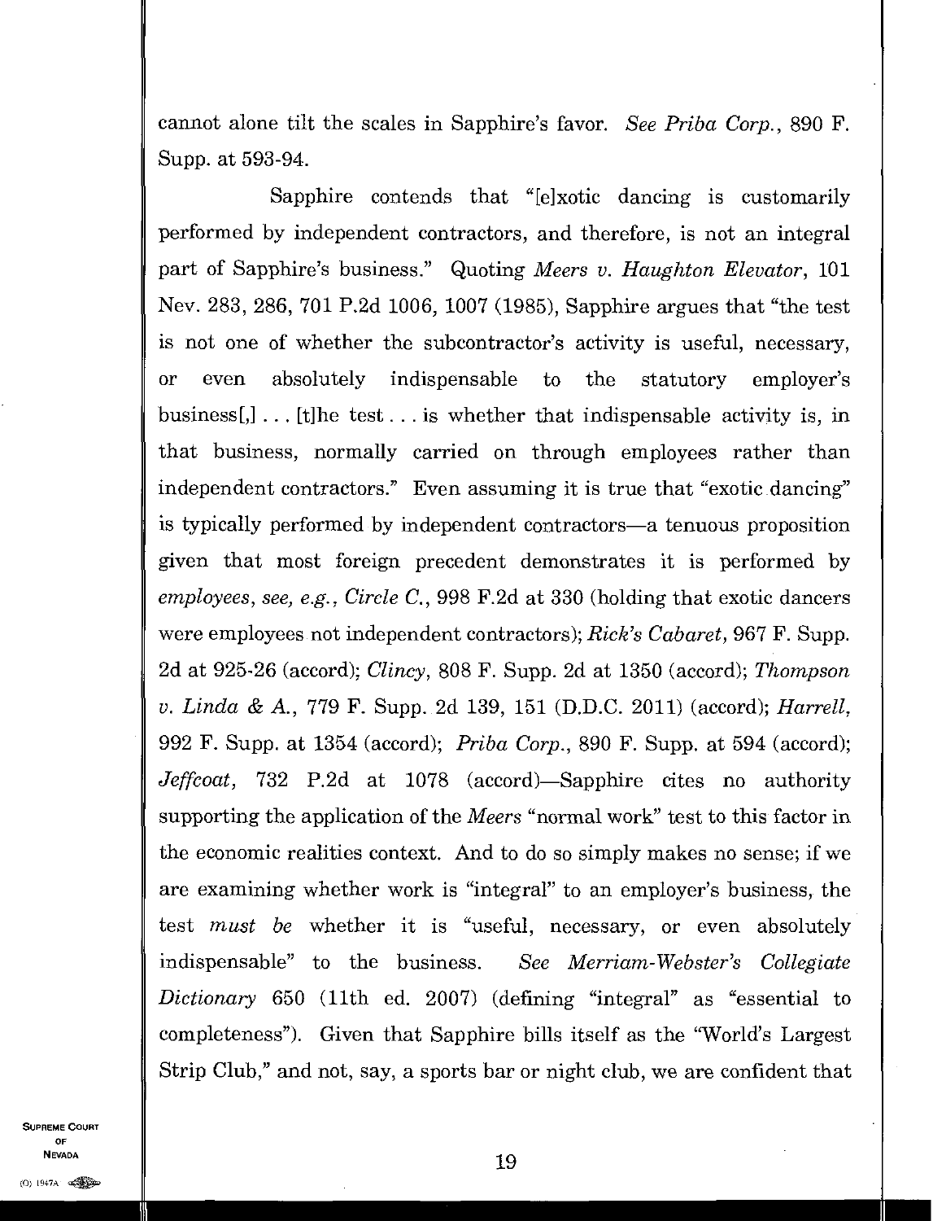cannot alone tilt the scales in Sapphire's favor. *See Priba Corp.*, 890 F. Supp. at 593-94.

Sapphire contends that "[e]xotic dancing is customarily performed by independent contractors, and therefore, is not an integral part of Sapphire's business." Quoting *Meers v. Haughton Elevator*, 101 Nev. 283, 286, 701 P.2d 1006, 1007 (1985), Sapphire argues that "the test is not one of whether the subcontractor's activity is useful, necessary, or even absolutely indispensable to the statutory employer's business[,] . . . [t]he test . . . is whether that indispensable activity is, in that business, normally carried on through employees rather than independent contractors." Even assuming it is true that "exotic dancing" is typically performed by independent contractors—a tenuous proposition given that most foreign precedent demonstrates it is performed by *employees*, *see, e.g.*, *Circle C.*, 998 F.2d at 330 (holding that exotic dancers were employees not independent contractors); *Rick's Cabaret*, 967 F. Supp. 2d at 925-26 (accord); *Clincy*, 808 F. Supp. 2d at 1350 (accord); *Thompson v. Linda & A.*, 779 F. Supp. 2d 139, 151 (D.D.C. 2011) (accord); *Harrell*, 992 F. Supp. at 1354 (accord); *Priba Corp.*, 890 F. Supp. at 594 (accord); *Jeffcoat*, 732 P.2d at 1078 (accord)—Sapphire cites no authority supporting the application of the *Meers* "normal work" test to this factor in the economic realities context. And to do so simply makes no sense; if we are examining whether work is "integral" to an employer's business, the test *must be* whether it is "useful, necessary, or even absolutely indispensable" to the business. *See Merriam-Webster's Collegiate Dictionary* 650 (11th ed. 2007) (defining "integral" as "essential to completeness"). Given that Sapphire bills itself as the "World's Largest Strip Club," and not, say, a sports bar or night club, we are confident that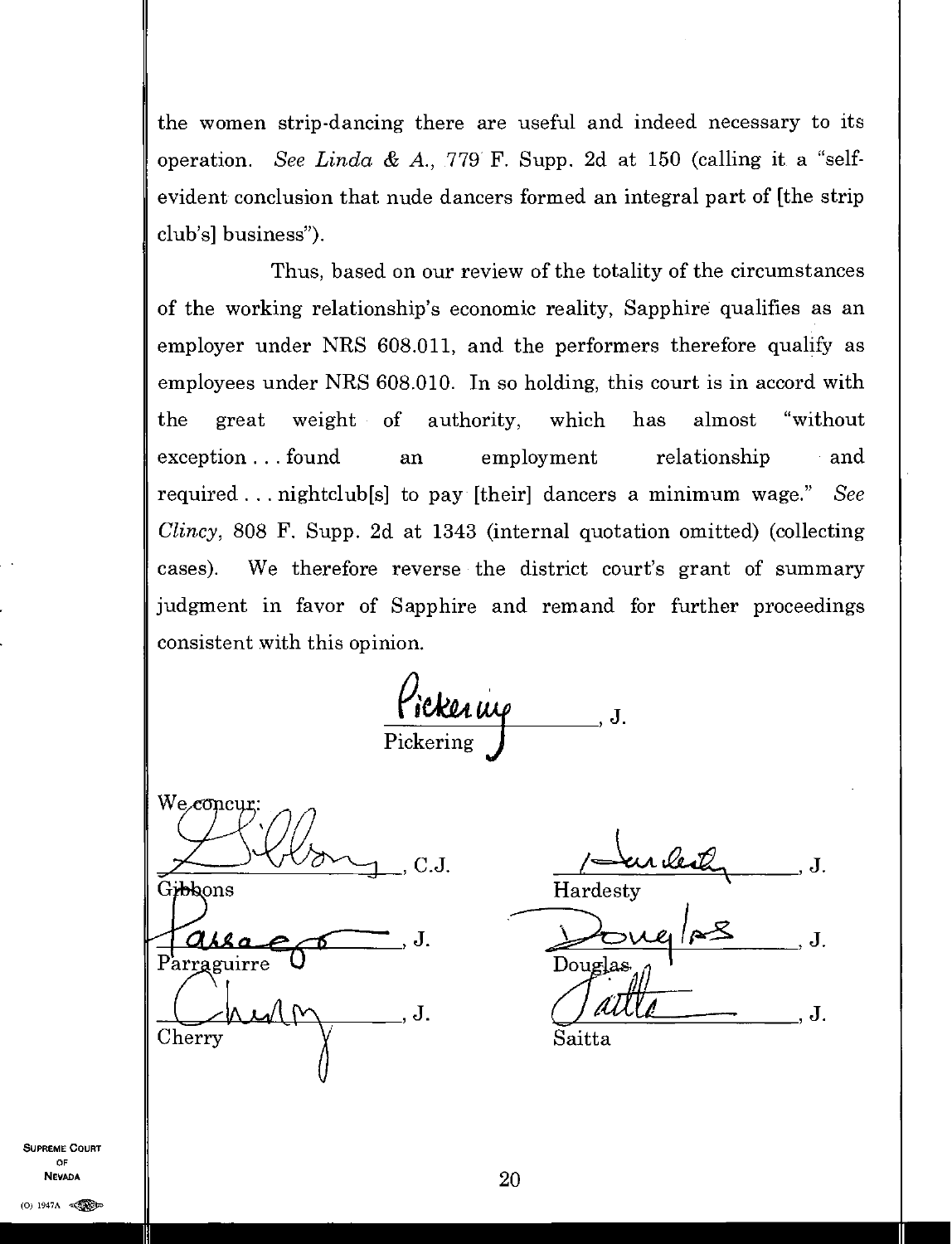the women strip-dancing there are useful and indeed necessary to its operation. *See Linda & A.*, 779 F. Supp. 2d at 150 (calling it a "self-evident conclusion that nude dancers formed an integral part of [the strip club's] business").

Thus, based on our review of the totality of the circumstances of the working relationship's economic reality, Sapphire qualifies as an employer under NRS 608.011, and the performers therefore qualify as employees under NRS 608.010. In so holding, this court is in accord with the great weight of authority, which has almost "without exception . . . found an employment relationship and required . . . nightclub[s] to pay [their] dancers a minimum wage." *See Clincy*, 808 F. Supp. 2d at 1343 (internal quotation omitted) (collecting cases). We therefore reverse the district court's grant of summary judgment in favor of Sapphire and remand for further proceedings consistent with this opinion.

Pickering, J.

We concur:

Gibbons, C.J.

Hardesty, J.

Parraguirre, J.

Douglas, J.

Cherry, J.

Saitta, J.